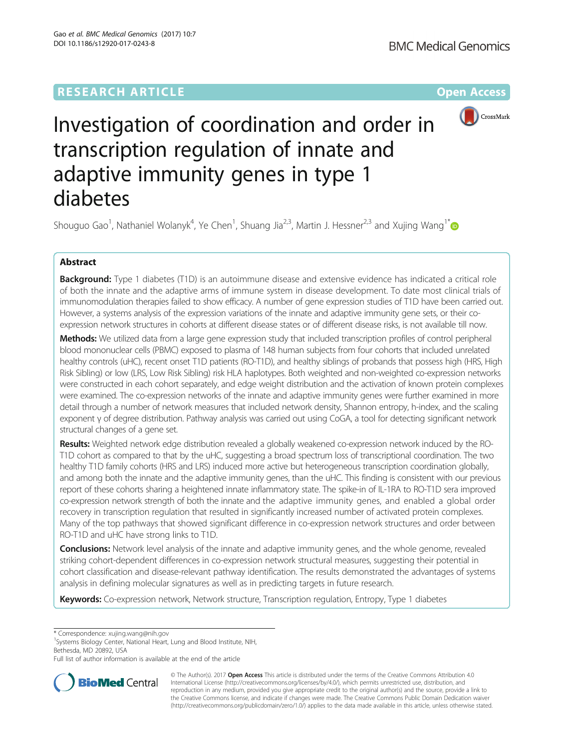RESEARCH ARTICLE

Open Access

# Investigation of coordination and order in transcription regulation of innate and adaptive immunity genes in type 1 diabetes

Shouguo Gao[1], Nathaniel Wolanyk[4], Ye Chen[1], Shuang Jia[2,3], Martin J. Hessner[2,3] and Xujing Wang[1*]

## Abstract

**Background:** Type 1 diabetes (T1D) is an autoimmune disease and extensive evidence has indicated a critical role of both the innate and the adaptive arms of immune system in disease development. To date most clinical trials of immunomodulation therapies failed to show efficacy. A number of gene expression studies of T1D have been carried out. However, a systems analysis of the expression variations of the innate and adaptive immunity gene sets, or their co-expression network structures in cohorts at different disease states or of different disease risks, is not available till now.

**Methods:** We utilized data from a large gene expression study that included transcription profiles of control peripheral blood mononuclear cells (PBMC) exposed to plasma of 148 human subjects from four cohorts that included unrelated healthy controls (uHC), recent onset T1D patients (RO-T1D), and healthy siblings of probands that possess high (HRS, High Risk Sibling) or low (LRS, Low Risk Sibling) risk HLA haplotypes. Both weighted and non-weighted co-expression networks were constructed in each cohort separately, and edge weight distribution and the activation of known protein complexes were examined. The co-expression networks of the innate and adaptive immunity genes were further examined in more detail through a number of network measures that included network density, Shannon entropy, h-index, and the scaling exponent γ of degree distribution. Pathway analysis was carried out using CoGA, a tool for detecting significant network structural changes of a gene set.

**Results:** Weighted network edge distribution revealed a globally weakened co-expression network induced by the RO-T1D cohort as compared to that by the uHC, suggesting a broad spectrum loss of transcriptional coordination. The two healthy T1D family cohorts (HRS and LRS) induced more active but heterogeneous transcription coordination globally, and among both the innate and the adaptive immunity genes, than the uHC. This finding is consistent with our previous report of these cohorts sharing a heightened innate inflammatory state. The spike-in of IL-1RA to RO-T1D sera improved co-expression network strength of both the innate and the adaptive immunity genes, and enabled a global order recovery in transcription regulation that resulted in significantly increased number of activated protein complexes. Many of the top pathways that showed significant difference in co-expression network structures and order between RO-T1D and uHC have strong links to T1D.

**Conclusions:** Network level analysis of the innate and adaptive immunity genes, and the whole genome, revealed striking cohort-dependent differences in co-expression network structural measures, suggesting their potential in cohort classification and disease-relevant pathway identification. The results demonstrated the advantages of systems analysis in defining molecular signatures as well as in predicting targets in future research.

**Keywords:** Co-expression network, Network structure, Transcription regulation, Entropy, Type 1 diabetes

\* Correspondence: xujing.wang@nih.gov
[1]Systems Biology Center, National Heart, Lung and Blood Institute, NIH, Bethesda, MD 20892, USA
Full list of author information is available at the end of the article

© The Author(s). 2017 **Open Access** This article is distributed under the terms of the Creative Commons Attribution 4.0 International License (http://creativecommons.org/licenses/by/4.0/), which permits unrestricted use, distribution, and reproduction in any medium, provided you give appropriate credit to the original author(s) and the source, provide a link to the Creative Commons license, and indicate if changes were made. The Creative Commons Public Domain Dedication waiver (http://creativecommons.org/publicdomain/zero/1.0/) applies to the data made available in this article, unless otherwise stated.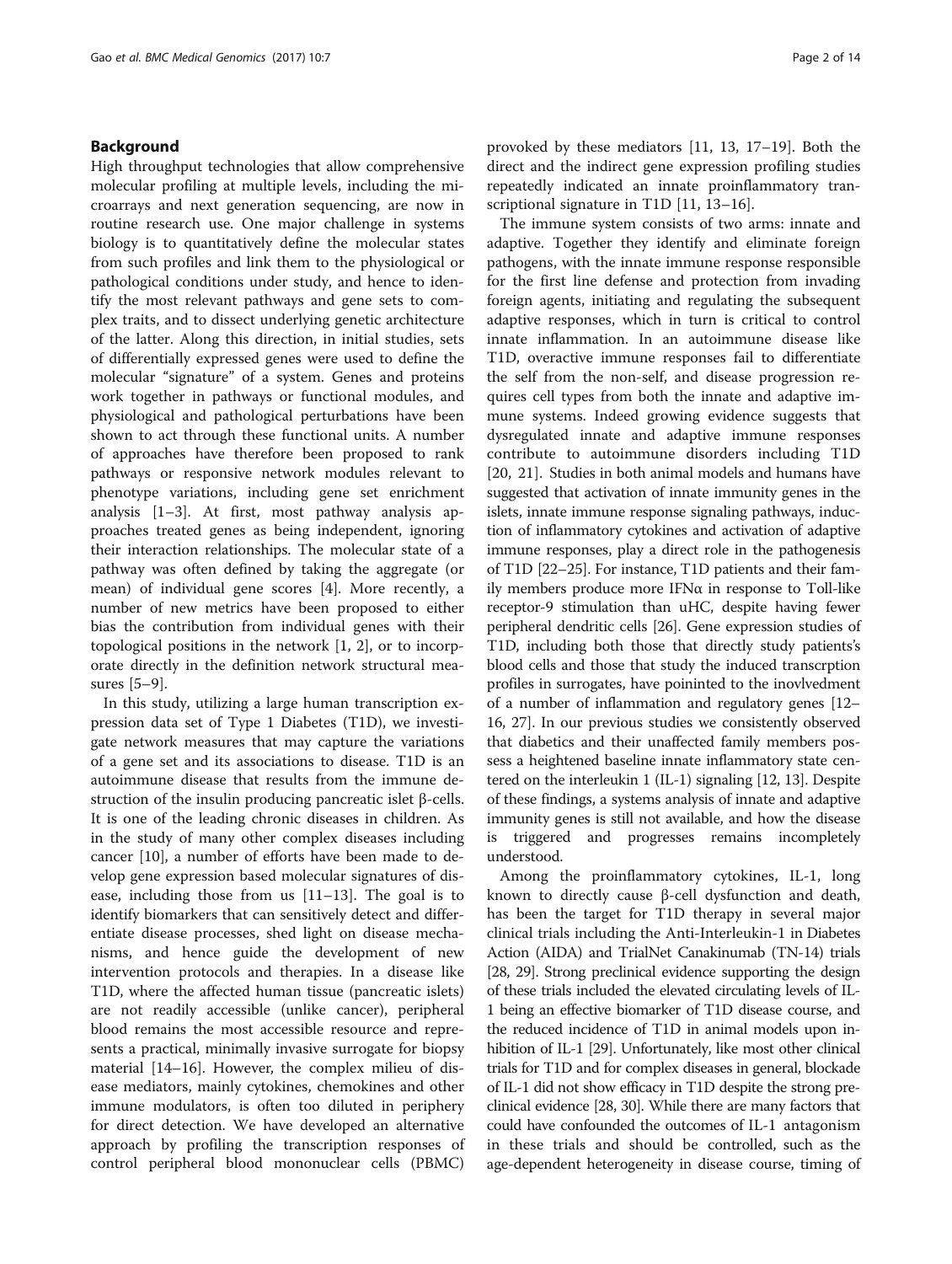## Background

High throughput technologies that allow comprehensive molecular profiling at multiple levels, including the microarrays and next generation sequencing, are now in routine research use. One major challenge in systems biology is to quantitatively define the molecular states from such profiles and link them to the physiological or pathological conditions under study, and hence to identify the most relevant pathways and gene sets to complex traits, and to dissect underlying genetic architecture of the latter. Along this direction, in initial studies, sets of differentially expressed genes were used to define the molecular "signature" of a system. Genes and proteins work together in pathways or functional modules, and physiological and pathological perturbations have been shown to act through these functional units. A number of approaches have therefore been proposed to rank pathways or responsive network modules relevant to phenotype variations, including gene set enrichment analysis [1–3]. At first, most pathway analysis approaches treated genes as being independent, ignoring their interaction relationships. The molecular state of a pathway was often defined by taking the aggregate (or mean) of individual gene scores [4]. More recently, a number of new metrics have been proposed to either bias the contribution from individual genes with their topological positions in the network [1, 2], or to incorporate directly in the definition network structural measures [5–9].

In this study, utilizing a large human transcription expression data set of Type 1 Diabetes (T1D), we investigate network measures that may capture the variations of a gene set and its associations to disease. T1D is an autoimmune disease that results from the immune destruction of the insulin producing pancreatic islet β-cells. It is one of the leading chronic diseases in children. As in the study of many other complex diseases including cancer [10], a number of efforts have been made to develop gene expression based molecular signatures of disease, including those from us [11–13]. The goal is to identify biomarkers that can sensitively detect and differentiate disease processes, shed light on disease mechanisms, and hence guide the development of new intervention protocols and therapies. In a disease like T1D, where the affected human tissue (pancreatic islets) are not readily accessible (unlike cancer), peripheral blood remains the most accessible resource and represents a practical, minimally invasive surrogate for biopsy material [14–16]. However, the complex milieu of disease mediators, mainly cytokines, chemokines and other immune modulators, is often too diluted in periphery for direct detection. We have developed an alternative approach by profiling the transcription responses of control peripheral blood mononuclear cells (PBMC) provoked by these mediators [11, 13, 17–19]. Both the direct and the indirect gene expression profiling studies repeatedly indicated an innate proinflammatory transcriptional signature in T1D [11, 13–16].

The immune system consists of two arms: innate and adaptive. Together they identify and eliminate foreign pathogens, with the innate immune response responsible for the first line defense and protection from invading foreign agents, initiating and regulating the subsequent adaptive responses, which in turn is critical to control innate inflammation. In an autoimmune disease like T1D, overactive immune responses fail to differentiate the self from the non-self, and disease progression requires cell types from both the innate and adaptive immune systems. Indeed growing evidence suggests that dysregulated innate and adaptive immune responses contribute to autoimmune disorders including T1D [20, 21]. Studies in both animal models and humans have suggested that activation of innate immunity genes in the islets, innate immune response signaling pathways, induction of inflammatory cytokines and activation of adaptive immune responses, play a direct role in the pathogenesis of T1D [22–25]. For instance, T1D patients and their family members produce more IFNα in response to Toll-like receptor-9 stimulation than uHC, despite having fewer peripheral dendritic cells [26]. Gene expression studies of T1D, including both those that directly study patients's blood cells and those that study the induced transcrption profiles in surrogates, have poininted to the inovlvedment of a number of inflammation and regulatory genes [12–16, 27]. In our previous studies we consistently observed that diabetics and their unaffected family members possess a heightened baseline innate inflammatory state centered on the interleukin 1 (IL-1) signaling [12, 13]. Despite of these findings, a systems analysis of innate and adaptive immunity genes is still not available, and how the disease is triggered and progresses remains incompletely understood.

Among the proinflammatory cytokines, IL-1, long known to directly cause β-cell dysfunction and death, has been the target for T1D therapy in several major clinical trials including the Anti-Interleukin-1 in Diabetes Action (AIDA) and TrialNet Canakinumab (TN-14) trials [28, 29]. Strong preclinical evidence supporting the design of these trials included the elevated circulating levels of IL-1 being an effective biomarker of T1D disease course, and the reduced incidence of T1D in animal models upon inhibition of IL-1 [29]. Unfortunately, like most other clinical trials for T1D and for complex diseases in general, blockade of IL-1 did not show efficacy in T1D despite the strong preclinical evidence [28, 30]. While there are many factors that could have confounded the outcomes of IL-1 antagonism in these trials and should be controlled, such as the age-dependent heterogeneity in disease course, timing of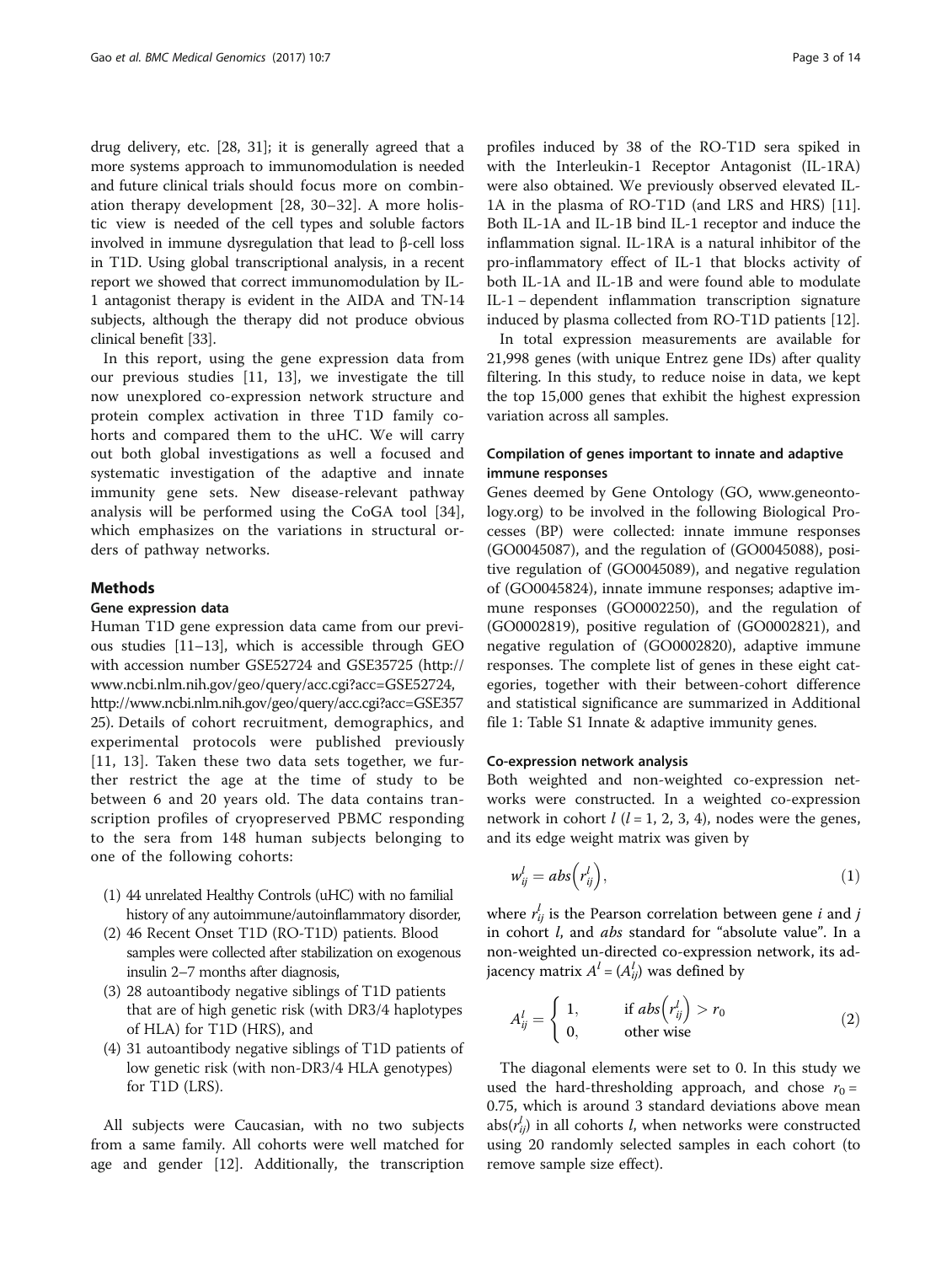drug delivery, etc. [28, 31]; it is generally agreed that a more systems approach to immunomodulation is needed and future clinical trials should focus more on combination therapy development [28, 30–32]. A more holistic view is needed of the cell types and soluble factors involved in immune dysregulation that lead to β-cell loss in T1D. Using global transcriptional analysis, in a recent report we showed that correct immunomodulation by IL-1 antagonist therapy is evident in the AIDA and TN-14 subjects, although the therapy did not produce obvious clinical benefit [33].

In this report, using the gene expression data from our previous studies [11, 13], we investigate the till now unexplored co-expression network structure and protein complex activation in three T1D family cohorts and compared them to the uHC. We will carry out both global investigations as well a focused and systematic investigation of the adaptive and innate immunity gene sets. New disease-relevant pathway analysis will be performed using the CoGA tool [34], which emphasizes on the variations in structural orders of pathway networks.

## Methods

### Gene expression data

Human T1D gene expression data came from our previous studies [11–13], which is accessible through GEO with accession number GSE52724 and GSE35725 (http://www.ncbi.nlm.nih.gov/geo/query/acc.cgi?acc=GSE52724, http://www.ncbi.nlm.nih.gov/geo/query/acc.cgi?acc=GSE35725). Details of cohort recruitment, demographics, and experimental protocols were published previously [11, 13]. Taken these two data sets together, we further restrict the age at the time of study to be between 6 and 20 years old. The data contains transcription profiles of cryopreserved PBMC responding to the sera from 148 human subjects belonging to one of the following cohorts:

1. 44 unrelated Healthy Controls (uHC) with no familial history of any autoimmune/autoinflammatory disorder,
2. 46 Recent Onset T1D (RO-T1D) patients. Blood samples were collected after stabilization on exogenous insulin 2–7 months after diagnosis,
3. 28 autoantibody negative siblings of T1D patients that are of high genetic risk (with DR3/4 haplotypes of HLA) for T1D (HRS), and
4. 31 autoantibody negative siblings of T1D patients of low genetic risk (with non-DR3/4 HLA genotypes) for T1D (LRS).

All subjects were Caucasian, with no two subjects from a same family. All cohorts were well matched for age and gender [12]. Additionally, the transcription profiles induced by 38 of the RO-T1D sera spiked in with the Interleukin-1 Receptor Antagonist (IL-1RA) were also obtained. We previously observed elevated IL-1A in the plasma of RO-T1D (and LRS and HRS) [11]. Both IL-1A and IL-1B bind IL-1 receptor and induce the inflammation signal. IL-1RA is a natural inhibitor of the pro-inflammatory effect of IL-1 that blocks activity of both IL-1A and IL-1B and were found able to modulate IL-1 – dependent inflammation transcription signature induced by plasma collected from RO-T1D patients [12].

In total expression measurements are available for 21,998 genes (with unique Entrez gene IDs) after quality filtering. In this study, to reduce noise in data, we kept the top 15,000 genes that exhibit the highest expression variation across all samples.

### Compilation of genes important to innate and adaptive immune responses

Genes deemed by Gene Ontology (GO, www.geneontology.org) to be involved in the following Biological Processes (BP) were collected: innate immune responses (GO0045087), and the regulation of (GO0045088), positive regulation of (GO0045089), and negative regulation of (GO0045824), innate immune responses; adaptive immune responses (GO0002250), and the regulation of (GO0002819), positive regulation of (GO0002821), and negative regulation of (GO0002820), adaptive immune responses. The complete list of genes in these eight categories, together with their between-cohort difference and statistical significance are summarized in Additional file 1: Table S1 Innate & adaptive immunity genes.

### Co-expression network analysis

Both weighted and non-weighted co-expression networks were constructed. In a weighted co-expression network in cohort $l$ ($l = 1, 2, 3, 4$), nodes were the genes, and its edge weight matrix was given by

$$w_{ij}^{l} = abs\left(r_{ij}^{l}\right), \tag{1}$$

where $r_{ij}^{l}$ is the Pearson correlation between gene $i$ and $j$ in cohort $l$, and *abs* standard for "absolute value". In a non-weighted un-directed co-expression network, its adjacency matrix $A^{l} = (A_{ij}^{l})$ was defined by

$$A_{ij}^{l} = \begin{cases} 1, & \text{if } abs\left(r_{ij}^{l}\right) > r_0 \\ 0, & \text{other wise} \end{cases} \tag{2}$$

The diagonal elements were set to 0. In this study we used the hard-thresholding approach, and chose $r_0 = 0.75$, which is around 3 standard deviations above mean $abs(r_{ij}^{l})$ in all cohorts $l$, when networks were constructed using 20 randomly selected samples in each cohort (to remove sample size effect).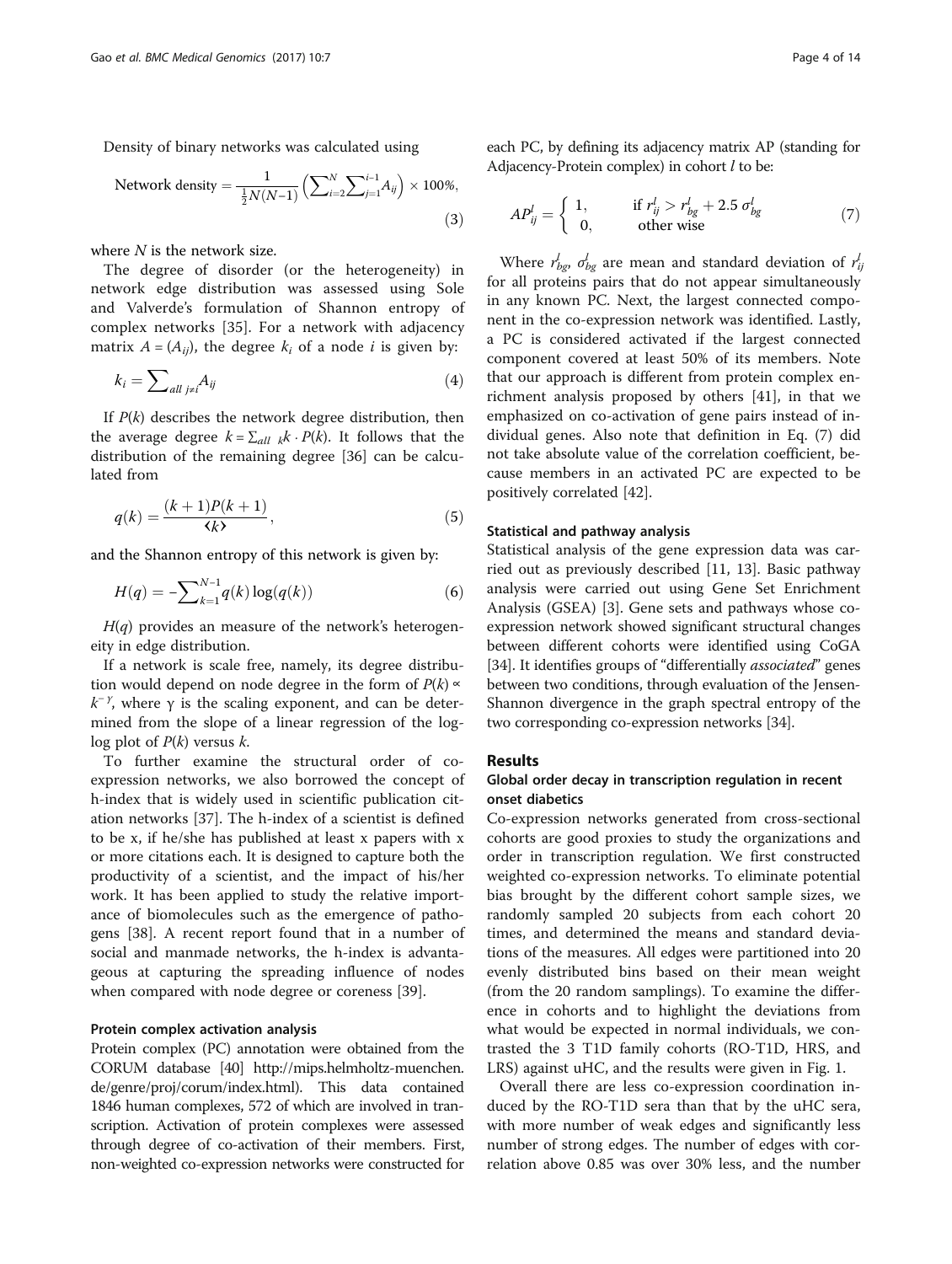Density of binary networks was calculated using

$$\text{Network density} = \frac{1}{\frac{1}{2}N(N-1)}\left(\sum_{i=2}^{N}\sum_{j=1}^{i-1}A_{ij}\right) \times 100\%, \tag{3}$$

where $N$ is the network size.

The degree of disorder (or the heterogeneity) in network edge distribution was assessed using Sole and Valverde's formulation of Shannon entropy of complex networks [35]. For a network with adjacency matrix $A = (A_{ij})$, the degree $k_i$ of a node $i$ is given by:

$$k_i = \sum_{all\ j \neq i} A_{ij} \tag{4}$$

If $P(k)$ describes the network degree distribution, then the average degree $k = \sum_{all\ k} k \cdot P(k)$. It follows that the distribution of the remaining degree [36] can be calculated from

$$q(k) = \frac{(k+1)P(k+1)}{\langle k \rangle}, \tag{5}$$

and the Shannon entropy of this network is given by:

$$H(q) = -\sum_{k=1}^{N-1} q(k)\log(q(k)) \tag{6}$$

$H(q)$ provides an measure of the network's heterogeneity in edge distribution.

If a network is scale free, namely, its degree distribution would depend on node degree in the form of $P(k) \propto k^{-\gamma}$, where γ is the scaling exponent, and can be determined from the slope of a linear regression of the log-log plot of $P(k)$ versus $k$.

To further examine the structural order of co-expression networks, we also borrowed the concept of h-index that is widely used in scientific publication citation networks [37]. The h-index of a scientist is defined to be x, if he/she has published at least x papers with x or more citations each. It is designed to capture both the productivity of a scientist, and the impact of his/her work. It has been applied to study the relative importance of biomolecules such as the emergence of pathogens [38]. A recent report found that in a number of social and manmade networks, the h-index is advantageous at capturing the spreading influence of nodes when compared with node degree or coreness [39].

#### Protein complex activation analysis

Protein complex (PC) annotation were obtained from the CORUM database [40] http://mips.helmholtz-muenchen.de/genre/proj/corum/index.html). This data contained 1846 human complexes, 572 of which are involved in transcription. Activation of protein complexes were assessed through degree of co-activation of their members. First, non-weighted co-expression networks were constructed for each PC, by defining its adjacency matrix AP (standing for Adjacency-Protein complex) in cohort $l$ to be:

$$AP_{ij}^{l} = \begin{cases} 1, & \text{if } r_{ij}^{l} > r_{bg}^{l} + 2.5\ \sigma_{bg}^{l} \\ 0, & \text{other wise} \end{cases} \tag{7}$$

Where $r_{bg}^{l}$, $\sigma_{bg}^{l}$ are mean and standard deviation of $r_{ij}^{l}$ for all proteins pairs that do not appear simultaneously in any known PC. Next, the largest connected component in the co-expression network was identified. Lastly, a PC is considered activated if the largest connected component covered at least 50% of its members. Note that our approach is different from protein complex enrichment analysis proposed by others [41], in that we emphasized on co-activation of gene pairs instead of individual genes. Also note that definition in Eq. (7) did not take absolute value of the correlation coefficient, because members in an activated PC are expected to be positively correlated [42].

#### Statistical and pathway analysis

Statistical analysis of the gene expression data was carried out as previously described [11, 13]. Basic pathway analysis were carried out using Gene Set Enrichment Analysis (GSEA) [3]. Gene sets and pathways whose co-expression network showed significant structural changes between different cohorts were identified using CoGA [34]. It identifies groups of "differentially *associated*" genes between two conditions, through evaluation of the Jensen-Shannon divergence in the graph spectral entropy of the two corresponding co-expression networks [34].

## Results

### Global order decay in transcription regulation in recent onset diabetics

Co-expression networks generated from cross-sectional cohorts are good proxies to study the organizations and order in transcription regulation. We first constructed weighted co-expression networks. To eliminate potential bias brought by the different cohort sample sizes, we randomly sampled 20 subjects from each cohort 20 times, and determined the means and standard deviations of the measures. All edges were partitioned into 20 evenly distributed bins based on their mean weight (from the 20 random samplings). To examine the difference in cohorts and to highlight the deviations from what would be expected in normal individuals, we contrasted the 3 T1D family cohorts (RO-T1D, HRS, and LRS) against uHC, and the results were given in Fig. 1.

Overall there are less co-expression coordination induced by the RO-T1D sera than that by the uHC sera, with more number of weak edges and significantly less number of strong edges. The number of edges with correlation above 0.85 was over 30% less, and the number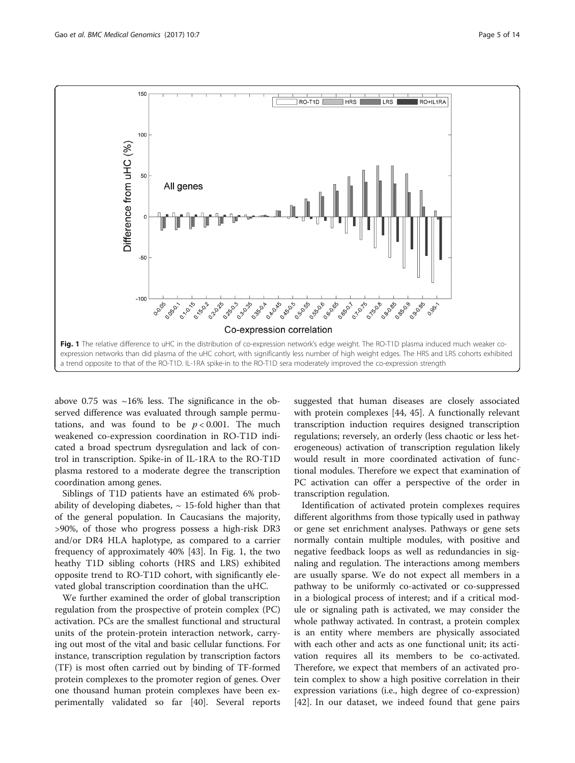150

RO-T1D HRS LRS RO+IL1RA

100

Difference from uHC (%)

50

All genes

0

-50

-100

0-0.05 0.05-0.1 0.1-0.15 0.15-0.2 0.2-0.25 0.25-0.3 0.3-0.35 0.35-0.4 0.4-0.45 0.45-0.5 0.5-0.55 0.55-0.6 0.6-0.65 0.65-0.7 0.7-0.75 0.75-0.8 0.8-0.85 0.85-0.9 0.9-0.95 0.95-1

Co-expression correlation

**Fig. 1** The relative difference to uHC in the distribution of co-expression network's edge weight. The RO-T1D plasma induced much weaker co-expression networks than did plasma of the uHC cohort, with significantly less number of high weight edges. The HRS and LRS cohorts exhibited a trend opposite to that of the RO-T1D. IL-1RA spike-in to the RO-T1D sera moderately improved the co-expression strength

above 0.75 was ~16% less. The significance in the observed difference was evaluated through sample permutations, and was found to be $p < 0.001$. The much weakened co-expression coordination in RO-T1D indicated a broad spectrum dysregulation and lack of control in transcription. Spike-in of IL-1RA to the RO-T1D plasma restored to a moderate degree the transcription coordination among genes.

Siblings of T1D patients have an estimated 6% probability of developing diabetes, ~ 15-fold higher than that of the general population. In Caucasians the majority, >90%, of those who progress possess a high-risk DR3 and/or DR4 HLA haplotype, as compared to a carrier frequency of approximately 40% [43]. In Fig. 1, the two heathy T1D sibling cohorts (HRS and LRS) exhibited opposite trend to RO-T1D cohort, with significantly elevated global transcription coordination than the uHC.

We further examined the order of global transcription regulation from the prospective of protein complex (PC) activation. PCs are the smallest functional and structural units of the protein-protein interaction network, carrying out most of the vital and basic cellular functions. For instance, transcription regulation by transcription factors (TF) is most often carried out by binding of TF-formed protein complexes to the promoter region of genes. Over one thousand human protein complexes have been experimentally validated so far [40]. Several reports suggested that human diseases are closely associated with protein complexes [44, 45]. A functionally relevant transcription induction requires designed transcription regulations; reversely, an orderly (less chaotic or less heterogeneous) activation of transcription regulation likely would result in more coordinated activation of functional modules. Therefore we expect that examination of PC activation can offer a perspective of the order in transcription regulation.

Identification of activated protein complexes requires different algorithms from those typically used in pathway or gene set enrichment analyses. Pathways or gene sets normally contain multiple modules, with positive and negative feedback loops as well as redundancies in signaling and regulation. The interactions among members are usually sparse. We do not expect all members in a pathway to be uniformly co-activated or co-suppressed in a biological process of interest; and if a critical module or signaling path is activated, we may consider the whole pathway activated. In contrast, a protein complex is an entity where members are physically associated with each other and acts as one functional unit; its activation requires all its members to be co-activated. Therefore, we expect that members of an activated protein complex to show a high positive correlation in their expression variations (i.e., high degree of co-expression) [42]. In our dataset, we indeed found that gene pairs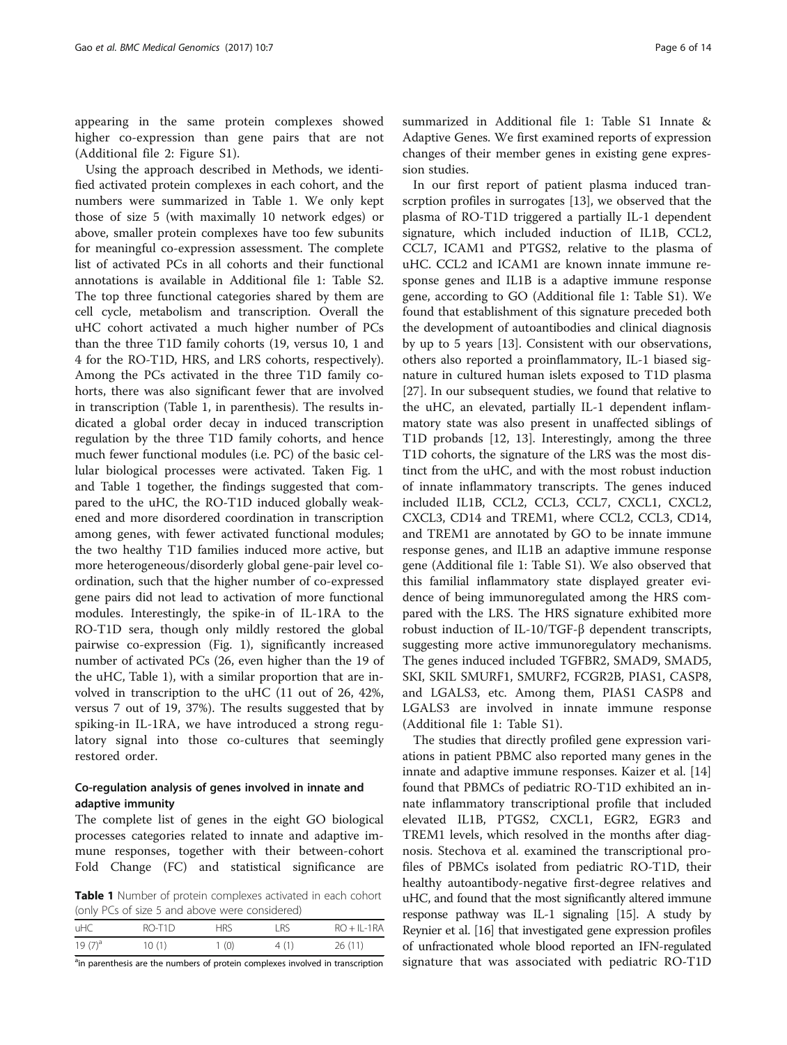appearing in the same protein complexes showed higher co-expression than gene pairs that are not (Additional file 2: Figure S1).

Using the approach described in Methods, we identified activated protein complexes in each cohort, and the numbers were summarized in Table 1. We only kept those of size 5 (with maximally 10 network edges) or above, smaller protein complexes have too few subunits for meaningful co-expression assessment. The complete list of activated PCs in all cohorts and their functional annotations is available in Additional file 1: Table S2. The top three functional categories shared by them are cell cycle, metabolism and transcription. Overall the uHC cohort activated a much higher number of PCs than the three T1D family cohorts (19, versus 10, 1 and 4 for the RO-T1D, HRS, and LRS cohorts, respectively). Among the PCs activated in the three T1D family cohorts, there was also significant fewer that are involved in transcription (Table 1, in parenthesis). The results indicated a global order decay in induced transcription regulation by the three T1D family cohorts, and hence much fewer functional modules (i.e. PC) of the basic cellular biological processes were activated. Taken Fig. 1 and Table 1 together, the findings suggested that compared to the uHC, the RO-T1D induced globally weakened and more disordered coordination in transcription among genes, with fewer activated functional modules; the two healthy T1D families induced more active, but more heterogeneous/disorderly global gene-pair level coordination, such that the higher number of co-expressed gene pairs did not lead to activation of more functional modules. Interestingly, the spike-in of IL-1RA to the RO-T1D sera, though only mildly restored the global pairwise co-expression (Fig. 1), significantly increased number of activated PCs (26, even higher than the 19 of the uHC, Table 1), with a similar proportion that are involved in transcription to the uHC (11 out of 26, 42%, versus 7 out of 19, 37%). The results suggested that by spiking-in IL-1RA, we have introduced a strong regulatory signal into those co-cultures that seemingly restored order.

## Co-regulation analysis of genes involved in innate and adaptive immunity

The complete list of genes in the eight GO biological processes categories related to innate and adaptive immune responses, together with their between-cohort Fold Change (FC) and statistical significance are summarized in Additional file 1: Table S1 Innate & Adaptive Genes. We first examined reports of expression changes of their member genes in existing gene expression studies.

**Table 1** Number of protein complexes activated in each cohort (only PCs of size 5 and above were considered)

| uHC | RO-T1D | HRS | LRS | RO + IL-1RA |
|---|---|---|---|---|
| 19 (7)[a] | 10 (1) | 1 (0) | 4 (1) | 26 (11) |

[a] in parenthesis are the numbers of protein complexes involved in transcription

In our first report of patient plasma induced transcrption profiles in surrogates [13], we observed that the plasma of RO-T1D triggered a partially IL-1 dependent signature, which included induction of IL1B, CCL2, CCL7, ICAM1 and PTGS2, relative to the plasma of uHC. CCL2 and ICAM1 are known innate immune response genes and IL1B is a adaptive immune response gene, according to GO (Additional file 1: Table S1). We found that establishment of this signature preceded both the development of autoantibodies and clinical diagnosis by up to 5 years [13]. Consistent with our observations, others also reported a proinflammatory, IL-1 biased signature in cultured human islets exposed to T1D plasma [27]. In our subsequent studies, we found that relative to the uHC, an elevated, partially IL-1 dependent inflammatory state was also present in unaffected siblings of T1D probands [12, 13]. Interestingly, among the three T1D cohorts, the signature of the LRS was the most distinct from the uHC, and with the most robust induction of innate inflammatory transcripts. The genes induced included IL1B, CCL2, CCL3, CCL7, CXCL1, CXCL2, CXCL3, CD14 and TREM1, where CCL2, CCL3, CD14, and TREM1 are annotated by GO to be innate immune response genes, and IL1B an adaptive immune response gene (Additional file 1: Table S1). We also observed that this familial inflammatory state displayed greater evidence of being immunoregulated among the HRS compared with the LRS. The HRS signature exhibited more robust induction of IL-10/TGF-β dependent transcripts, suggesting more active immunoregulatory mechanisms. The genes induced included TGFBR2, SMAD9, SMAD5, SKI, SKIL SMURF1, SMURF2, FCGR2B, PIAS1, CASP8, and LGALS3, etc. Among them, PIAS1 CASP8 and LGALS3 are involved in innate immune response (Additional file 1: Table S1).

The studies that directly profiled gene expression variations in patient PBMC also reported many genes in the innate and adaptive immune responses. Kaizer et al. [14] found that PBMCs of pediatric RO-T1D exhibited an innate inflammatory transcriptional profile that included elevated IL1B, PTGS2, CXCL1, EGR2, EGR3 and TREM1 levels, which resolved in the months after diagnosis. Stechova et al. examined the transcriptional profiles of PBMCs isolated from pediatric RO-T1D, their healthy autoantibody-negative first-degree relatives and uHC, and found that the most significantly altered immune response pathway was IL-1 signaling [15]. A study by Reynier et al. [16] that investigated gene expression profiles of unfractionated whole blood reported an IFN-regulated signature that was associated with pediatric RO-T1D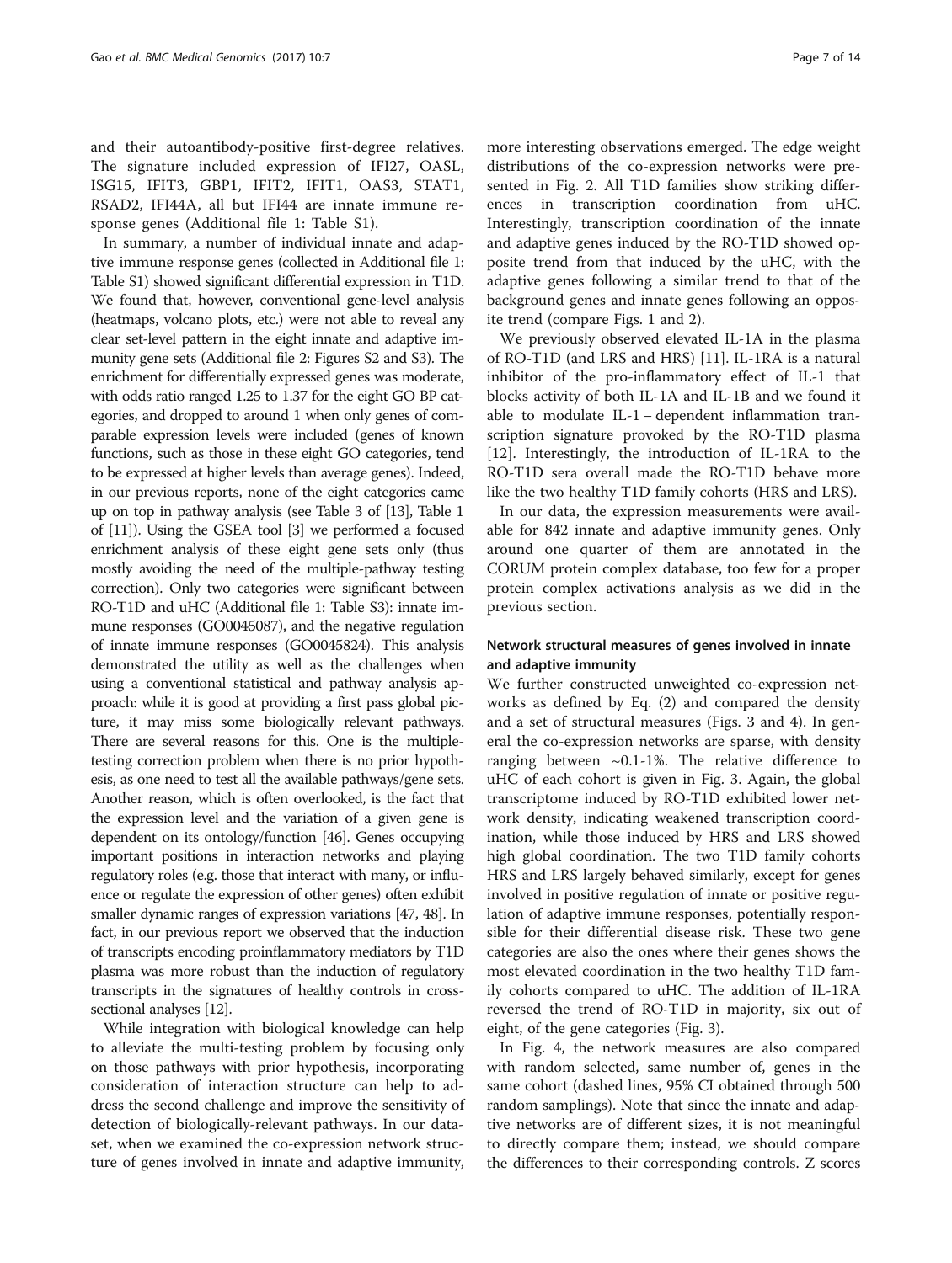and their autoantibody-positive first-degree relatives. The signature included expression of IFI27, OASL, ISG15, IFIT3, GBP1, IFIT2, IFIT1, OAS3, STAT1, RSAD2, IFI44A, all but IFI44 are innate immune response genes (Additional file 1: Table S1).

In summary, a number of individual innate and adaptive immune response genes (collected in Additional file 1: Table S1) showed significant differential expression in T1D. We found that, however, conventional gene-level analysis (heatmaps, volcano plots, etc.) were not able to reveal any clear set-level pattern in the eight innate and adaptive immunity gene sets (Additional file 2: Figures S2 and S3). The enrichment for differentially expressed genes was moderate, with odds ratio ranged 1.25 to 1.37 for the eight GO BP categories, and dropped to around 1 when only genes of comparable expression levels were included (genes of known functions, such as those in these eight GO categories, tend to be expressed at higher levels than average genes). Indeed, in our previous reports, none of the eight categories came up on top in pathway analysis (see Table 3 of [13], Table 1 of [11]). Using the GSEA tool [3] we performed a focused enrichment analysis of these eight gene sets only (thus mostly avoiding the need of the multiple-pathway testing correction). Only two categories were significant between RO-T1D and uHC (Additional file 1: Table S3): innate immune responses (GO0045087), and the negative regulation of innate immune responses (GO0045824). This analysis demonstrated the utility as well as the challenges when using a conventional statistical and pathway analysis approach: while it is good at providing a first pass global picture, it may miss some biologically relevant pathways. There are several reasons for this. One is the multiple-testing correction problem when there is no prior hypothesis, as one need to test all the available pathways/gene sets. Another reason, which is often overlooked, is the fact that the expression level and the variation of a given gene is dependent on its ontology/function [46]. Genes occupying important positions in interaction networks and playing regulatory roles (e.g. those that interact with many, or influence or regulate the expression of other genes) often exhibit smaller dynamic ranges of expression variations [47, 48]. In fact, in our previous report we observed that the induction of transcripts encoding proinflammatory mediators by T1D plasma was more robust than the induction of regulatory transcripts in the signatures of healthy controls in cross-sectional analyses [12].

While integration with biological knowledge can help to alleviate the multi-testing problem by focusing only on those pathways with prior hypothesis, incorporating consideration of interaction structure can help to address the second challenge and improve the sensitivity of detection of biologically-relevant pathways. In our dataset, when we examined the co-expression network structure of genes involved in innate and adaptive immunity, more interesting observations emerged. The edge weight distributions of the co-expression networks were presented in Fig. 2. All T1D families show striking differences in transcription coordination from uHC. Interestingly, transcription coordination of the innate and adaptive genes induced by the RO-T1D showed opposite trend from that induced by the uHC, with the adaptive genes following a similar trend to that of the background genes and innate genes following an opposite trend (compare Figs. 1 and 2).

We previously observed elevated IL-1A in the plasma of RO-T1D (and LRS and HRS) [11]. IL-1RA is a natural inhibitor of the pro-inflammatory effect of IL-1 that blocks activity of both IL-1A and IL-1B and we found it able to modulate IL-1 – dependent inflammation transcription signature provoked by the RO-T1D plasma [12]. Interestingly, the introduction of IL-1RA to the RO-T1D sera overall made the RO-T1D behave more like the two healthy T1D family cohorts (HRS and LRS).

In our data, the expression measurements were available for 842 innate and adaptive immunity genes. Only around one quarter of them are annotated in the CORUM protein complex database, too few for a proper protein complex activations analysis as we did in the previous section.

### Network structural measures of genes involved in innate and adaptive immunity

We further constructed unweighted co-expression networks as defined by Eq. (2) and compared the density and a set of structural measures (Figs. 3 and 4). In general the co-expression networks are sparse, with density ranging between ~0.1-1%. The relative difference to uHC of each cohort is given in Fig. 3. Again, the global transcriptome induced by RO-T1D exhibited lower network density, indicating weakened transcription coordination, while those induced by HRS and LRS showed high global coordination. The two T1D family cohorts HRS and LRS largely behaved similarly, except for genes involved in positive regulation of innate or positive regulation of adaptive immune responses, potentially responsible for their differential disease risk. These two gene categories are also the ones where their genes shows the most elevated coordination in the two healthy T1D family cohorts compared to uHC. The addition of IL-1RA reversed the trend of RO-T1D in majority, six out of eight, of the gene categories (Fig. 3).

In Fig. 4, the network measures are also compared with random selected, same number of, genes in the same cohort (dashed lines, 95% CI obtained through 500 random samplings). Note that since the innate and adaptive networks are of different sizes, it is not meaningful to directly compare them; instead, we should compare the differences to their corresponding controls. Z scores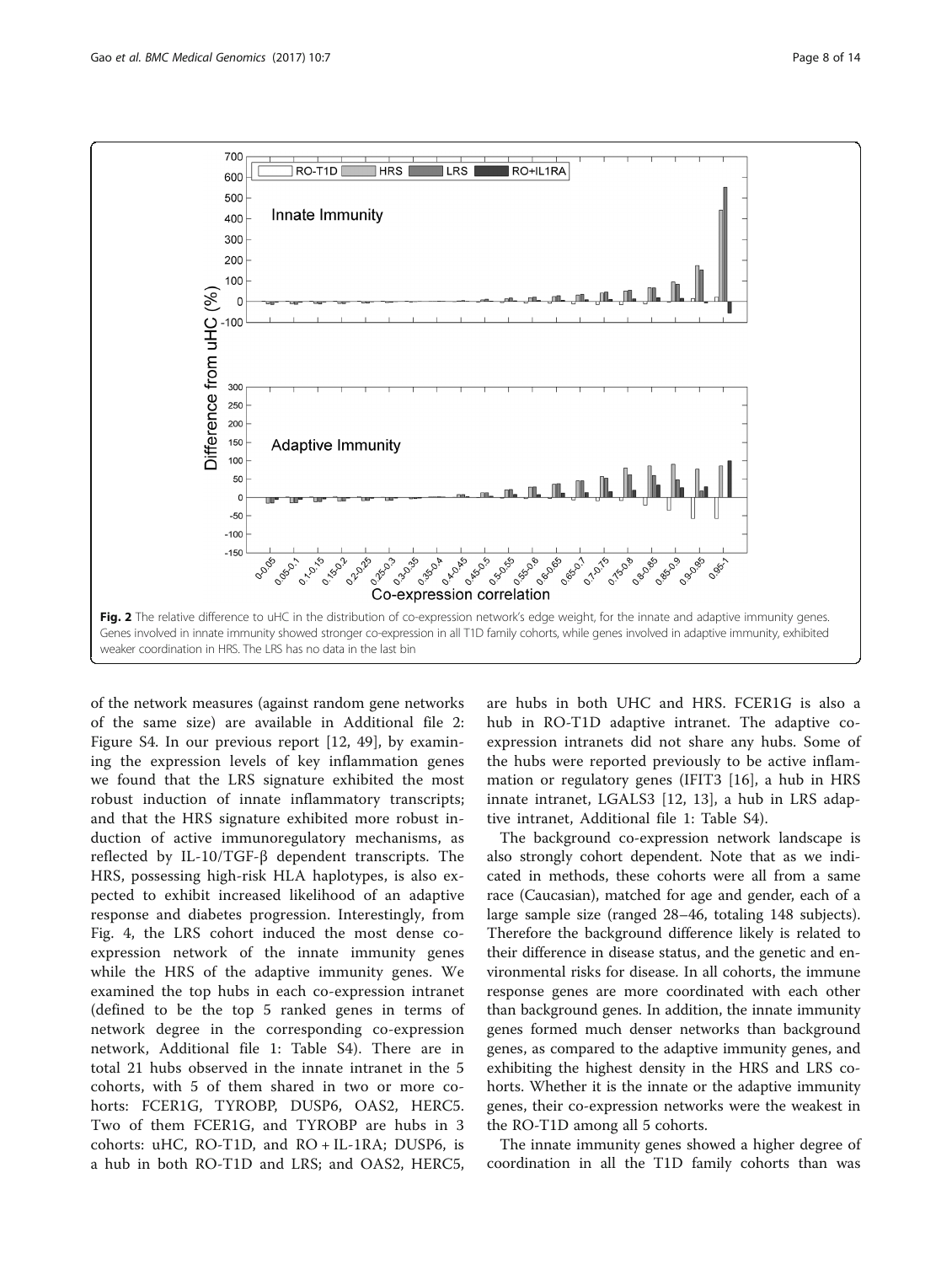RO-T1D HRS LRS RO+IL1RA

Innate Immunity

Adaptive Immunity

Difference from uHC (%)

700
600
500
400
300
200
100
0
-100

300
250
200
150
100
50
0
-50
-100
-150

0-0.05 0.05-0.1 0.1-0.15 0.15-0.2 0.2-0.25 0.25-0.3 0.3-0.35 0.35-0.4 0.4-0.45 0.45-0.5 0.5-0.55 0.55-0.6 0.6-0.65 0.65-0.7 0.7-0.75 0.75-0.8 0.8-0.85 0.85-0.9 0.9-0.95 0.95-1

Co-expression correlation

**Fig. 2** The relative difference to uHC in the distribution of co-expression network's edge weight, for the innate and adaptive immunity genes. Genes involved in innate immunity showed stronger co-expression in all T1D family cohorts, while genes involved in adaptive immunity, exhibited weaker coordination in HRS. The LRS has no data in the last bin

of the network measures (against random gene networks of the same size) are available in Additional file 2: Figure S4. In our previous report [12, 49], by examining the expression levels of key inflammation genes we found that the LRS signature exhibited the most robust induction of innate inflammatory transcripts; and that the HRS signature exhibited more robust induction of active immunoregulatory mechanisms, as reflected by IL-10/TGF-β dependent transcripts. The HRS, possessing high-risk HLA haplotypes, is also expected to exhibit increased likelihood of an adaptive response and diabetes progression. Interestingly, from Fig. 4, the LRS cohort induced the most dense co-expression network of the innate immunity genes while the HRS of the adaptive immunity genes. We examined the top hubs in each co-expression intranet (defined to be the top 5 ranked genes in terms of network degree in the corresponding co-expression network, Additional file 1: Table S4). There are in total 21 hubs observed in the innate intranet in the 5 cohorts, with 5 of them shared in two or more cohorts: FCER1G, TYROBP, DUSP6, OAS2, HERC5. Two of them FCER1G, and TYROBP are hubs in 3 cohorts: uHC, RO-T1D, and RO + IL-1RA; DUSP6, is a hub in both RO-T1D and LRS; and OAS2, HERC5, are hubs in both UHC and HRS. FCER1G is also a hub in RO-T1D adaptive intranet. The adaptive co-expression intranets did not share any hubs. Some of the hubs were reported previously to be active inflammation or regulatory genes (IFIT3 [16], a hub in HRS innate intranet, LGALS3 [12, 13], a hub in LRS adaptive intranet, Additional file 1: Table S4).

The background co-expression network landscape is also strongly cohort dependent. Note that as we indicated in methods, these cohorts were all from a same race (Caucasian), matched for age and gender, each of a large sample size (ranged 28–46, totaling 148 subjects). Therefore the background difference likely is related to their difference in disease status, and the genetic and environmental risks for disease. In all cohorts, the immune response genes are more coordinated with each other than background genes. In addition, the innate immunity genes formed much denser networks than background genes, as compared to the adaptive immunity genes, and exhibiting the highest density in the HRS and LRS cohorts. Whether it is the innate or the adaptive immunity genes, their co-expression networks were the weakest in the RO-T1D among all 5 cohorts.

The innate immunity genes showed a higher degree of coordination in all the T1D family cohorts than was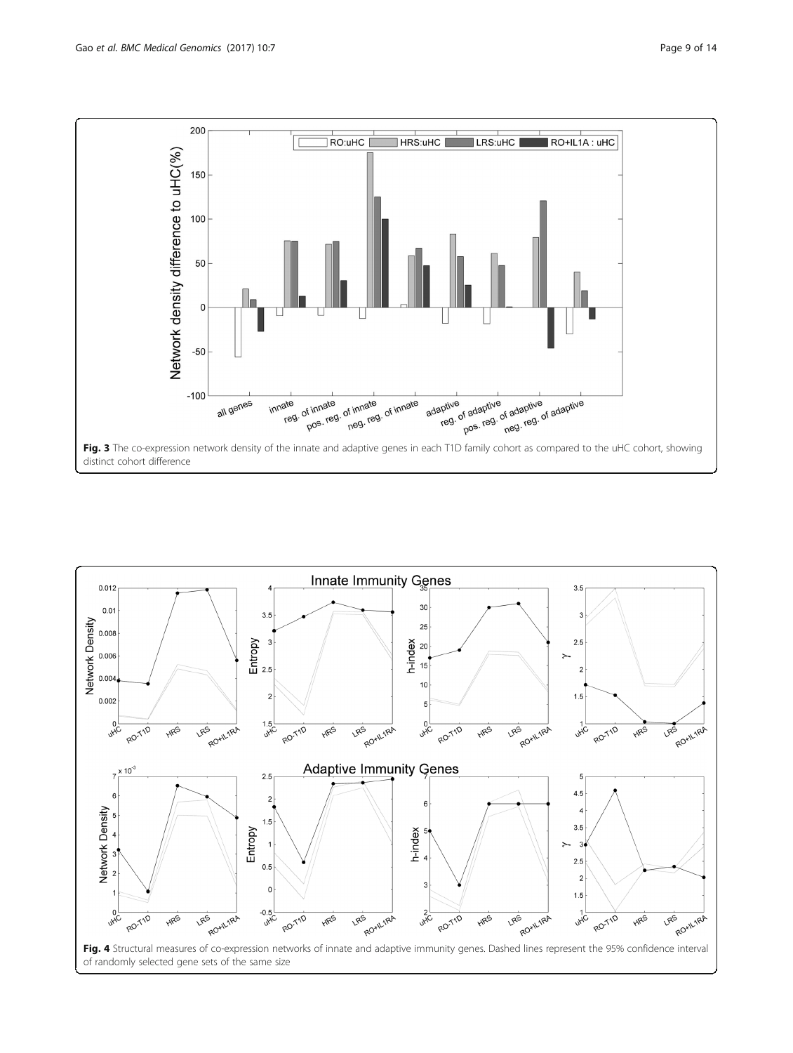200
RO:uHC
HRS:uHC
LRS:uHC
RO+IL1A : uHC
150
100
50
0
-50
-100
Network density difference to uHC(%)
all genes
innate
reg. of innate
pos. reg. of innate
neg. reg. of innate
adaptive
reg. of adaptive
pos. reg. of adaptive
neg. reg. of adaptive

**Fig. 3** The co-expression network density of the innate and adaptive genes in each T1D family cohort as compared to the uHC cohort, showing distinct cohort difference

Innate Immunity Genes

Network Density
0.012
0.01
0.008
0.006
0.004
0.002
0
uHC
RO-T1D
HRS
LRS
RO+IL1RA

Entropy
4
3.5
3
2.5
2
1.5

h-index
35
30
25
20
15
10
5
0

γ
3.5
3
2.5
2
1.5
1

Adaptive Immunity Genes

Network Density
7
× 10⁻³
6
5
4
3
2
1
0

Entropy
2.5
2
1.5
1
0.5
0
-0.5

h-index
7
6
5
4
3
2

γ
5
4.5
4
3.5
3
2.5
2
1.5
1

**Fig. 4** Structural measures of co-expression networks of innate and adaptive immunity genes. Dashed lines represent the 95% confidence interval of randomly selected gene sets of the same size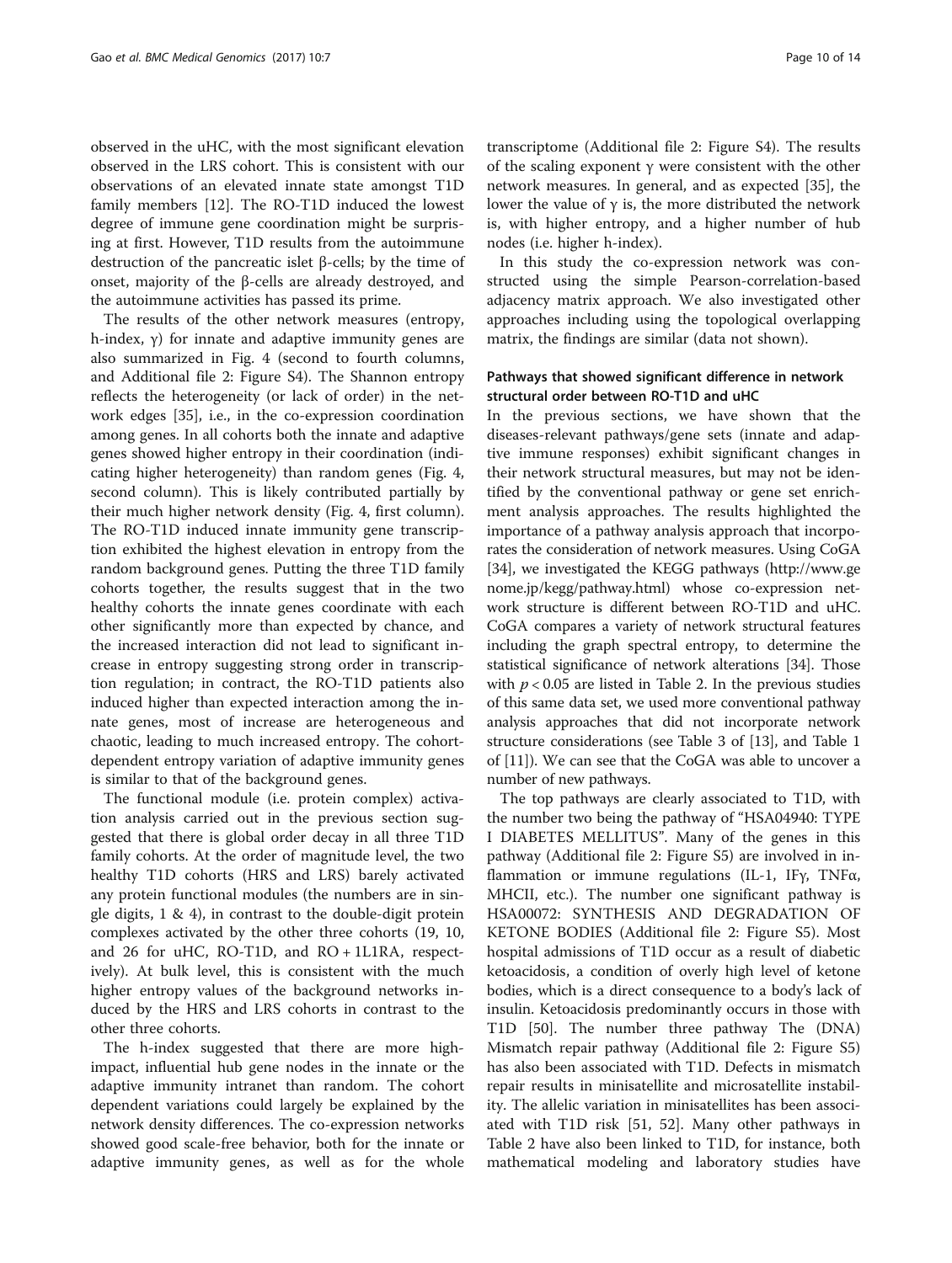observed in the uHC, with the most significant elevation observed in the LRS cohort. This is consistent with our observations of an elevated innate state amongst T1D family members [12]. The RO-T1D induced the lowest degree of immune gene coordination might be surprising at first. However, T1D results from the autoimmune destruction of the pancreatic islet β-cells; by the time of onset, majority of the β-cells are already destroyed, and the autoimmune activities has passed its prime.

The results of the other network measures (entropy, h-index, γ) for innate and adaptive immunity genes are also summarized in Fig. 4 (second to fourth columns, and Additional file 2: Figure S4). The Shannon entropy reflects the heterogeneity (or lack of order) in the network edges [35], i.e., in the co-expression coordination among genes. In all cohorts both the innate and adaptive genes showed higher entropy in their coordination (indicating higher heterogeneity) than random genes (Fig. 4, second column). This is likely contributed partially by their much higher network density (Fig. 4, first column). The RO-T1D induced innate immunity gene transcription exhibited the highest elevation in entropy from the random background genes. Putting the three T1D family cohorts together, the results suggest that in the two healthy cohorts the innate genes coordinate with each other significantly more than expected by chance, and the increased interaction did not lead to significant increase in entropy suggesting strong order in transcription regulation; in contract, the RO-T1D patients also induced higher than expected interaction among the innate genes, most of increase are heterogeneous and chaotic, leading to much increased entropy. The cohort-dependent entropy variation of adaptive immunity genes is similar to that of the background genes.

The functional module (i.e. protein complex) activation analysis carried out in the previous section suggested that there is global order decay in all three T1D family cohorts. At the order of magnitude level, the two healthy T1D cohorts (HRS and LRS) barely activated any protein functional modules (the numbers are in single digits, 1 & 4), in contrast to the double-digit protein complexes activated by the other three cohorts (19, 10, and 26 for uHC, RO-T1D, and RO + 1L1RA, respectively). At bulk level, this is consistent with the much higher entropy values of the background networks induced by the HRS and LRS cohorts in contrast to the other three cohorts.

The h-index suggested that there are more high-impact, influential hub gene nodes in the innate or the adaptive immunity intranet than random. The cohort dependent variations could largely be explained by the network density differences. The co-expression networks showed good scale-free behavior, both for the innate or adaptive immunity genes, as well as for the whole transcriptome (Additional file 2: Figure S4). The results of the scaling exponent γ were consistent with the other network measures. In general, and as expected [35], the lower the value of γ is, the more distributed the network is, with higher entropy, and a higher number of hub nodes (i.e. higher h-index).

In this study the co-expression network was constructed using the simple Pearson-correlation-based adjacency matrix approach. We also investigated other approaches including using the topological overlapping matrix, the findings are similar (data not shown).

## Pathways that showed significant difference in network structural order between RO-T1D and uHC

In the previous sections, we have shown that the diseases-relevant pathways/gene sets (innate and adaptive immune responses) exhibit significant changes in their network structural measures, but may not be identified by the conventional pathway or gene set enrichment analysis approaches. The results highlighted the importance of a pathway analysis approach that incorporates the consideration of network measures. Using CoGA [34], we investigated the KEGG pathways (http://www.genome.jp/kegg/pathway.html) whose co-expression network structure is different between RO-T1D and uHC. CoGA compares a variety of network structural features including the graph spectral entropy, to determine the statistical significance of network alterations [34]. Those with $p < 0.05$ are listed in Table 2. In the previous studies of this same data set, we used more conventional pathway analysis approaches that did not incorporate network structure considerations (see Table 3 of [13], and Table 1 of [11]). We can see that the CoGA was able to uncover a number of new pathways.

The top pathways are clearly associated to T1D, with the number two being the pathway of "HSA04940: TYPE I DIABETES MELLITUS". Many of the genes in this pathway (Additional file 2: Figure S5) are involved in inflammation or immune regulations (IL-1, IFγ, TNFα, MHCII, etc.). The number one significant pathway is HSA00072: SYNTHESIS AND DEGRADATION OF KETONE BODIES (Additional file 2: Figure S5). Most hospital admissions of T1D occur as a result of diabetic ketoacidosis, a condition of overly high level of ketone bodies, which is a direct consequence to a body's lack of insulin. Ketoacidosis predominantly occurs in those with T1D [50]. The number three pathway The (DNA) Mismatch repair pathway (Additional file 2: Figure S5) has also been associated with T1D. Defects in mismatch repair results in minisatellite and microsatellite instability. The allelic variation in minisatellites has been associated with T1D risk [51, 52]. Many other pathways in Table 2 have also been linked to T1D, for instance, both mathematical modeling and laboratory studies have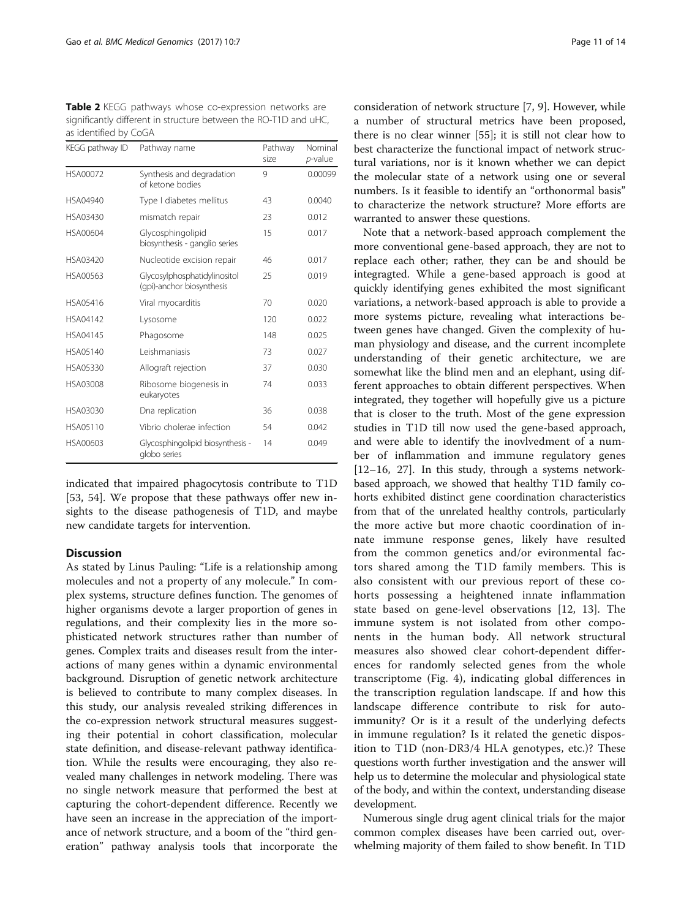**Table 2** KEGG pathways whose co-expression networks are significantly different in structure between the RO-T1D and uHC, as identified by CoGA

| KEGG pathway ID | Pathway name | Pathway size | Nominal *p*-value |
|---|---|---|---|
| HSA00072 | Synthesis and degradation of ketone bodies | 9 | 0.00099 |
| HSA04940 | Type I diabetes mellitus | 43 | 0.0040 |
| HSA03430 | mismatch repair | 23 | 0.012 |
| HSA00604 | Glycosphingolipid biosynthesis - ganglio series | 15 | 0.017 |
| HSA03420 | Nucleotide excision repair | 46 | 0.017 |
| HSA00563 | Glycosylphosphatidylinositol (gpi)-anchor biosynthesis | 25 | 0.019 |
| HSA05416 | Viral myocarditis | 70 | 0.020 |
| HSA04142 | Lysosome | 120 | 0.022 |
| HSA04145 | Phagosome | 148 | 0.025 |
| HSA05140 | Leishmaniasis | 73 | 0.027 |
| HSA05330 | Allograft rejection | 37 | 0.030 |
| HSA03008 | Ribosome biogenesis in eukaryotes | 74 | 0.033 |
| HSA03030 | Dna replication | 36 | 0.038 |
| HSA05110 | Vibrio cholerae infection | 54 | 0.042 |
| HSA00603 | Glycosphingolipid biosynthesis - globo series | 14 | 0.049 |

indicated that impaired phagocytosis contribute to T1D [53, 54]. We propose that these pathways offer new insights to the disease pathogenesis of T1D, and maybe new candidate targets for intervention.

## Discussion

As stated by Linus Pauling: "Life is a relationship among molecules and not a property of any molecule." In complex systems, structure defines function. The genomes of higher organisms devote a larger proportion of genes in regulations, and their complexity lies in the more sophisticated network structures rather than number of genes. Complex traits and diseases result from the interactions of many genes within a dynamic environmental background. Disruption of genetic network architecture is believed to contribute to many complex diseases. In this study, our analysis revealed striking differences in the co-expression network structural measures suggesting their potential in cohort classification, molecular state definition, and disease-relevant pathway identification. While the results were encouraging, they also revealed many challenges in network modeling. There was no single network measure that performed the best at capturing the cohort-dependent difference. Recently we have seen an increase in the appreciation of the importance of network structure, and a boom of the "third generation" pathway analysis tools that incorporate the consideration of network structure [7, 9]. However, while a number of structural metrics have been proposed, there is no clear winner [55]; it is still not clear how to best characterize the functional impact of network structural variations, nor is it known whether we can depict the molecular state of a network using one or several numbers. Is it feasible to identify an "orthonormal basis" to characterize the network structure? More efforts are warranted to answer these questions.

Note that a network-based approach complement the more conventional gene-based approach, they are not to replace each other; rather, they can be and should be integragted. While a gene-based approach is good at quickly identifying genes exhibited the most significant variations, a network-based approach is able to provide a more systems picture, revealing what interactions between genes have changed. Given the complexity of human physiology and disease, and the current incomplete understanding of their genetic architecture, we are somewhat like the blind men and an elephant, using different approaches to obtain different perspectives. When integrated, they together will hopefully give us a picture that is closer to the truth. Most of the gene expression studies in T1D till now used the gene-based approach, and were able to identify the inovlvedment of a number of inflammation and immune regulatory genes [12–16, 27]. In this study, through a systems network-based approach, we showed that healthy T1D family cohorts exhibited distinct gene coordination characteristics from that of the unrelated healthy controls, particularly the more active but more chaotic coordination of innate immune response genes, likely have resulted from the common genetics and/or evironmental factors shared among the T1D family members. This is also consistent with our previous report of these cohorts possessing a heightened innate inflammation state based on gene-level observations [12, 13]. The immune system is not isolated from other components in the human body. All network structural measures also showed clear cohort-dependent differences for randomly selected genes from the whole transcriptome (Fig. 4), indicating global differences in the transcription regulation landscape. If and how this landscape difference contribute to risk for autoimmunity? Or is it a result of the underlying defects in immune regulation? Is it related the genetic disposition to T1D (non-DR3/4 HLA genotypes, etc.)? These questions worth further investigation and the answer will help us to determine the molecular and physiological state of the body, and within the context, understanding disease development.

Numerous single drug agent clinical trials for the major common complex diseases have been carried out, overwhelming majority of them failed to show benefit. In T1D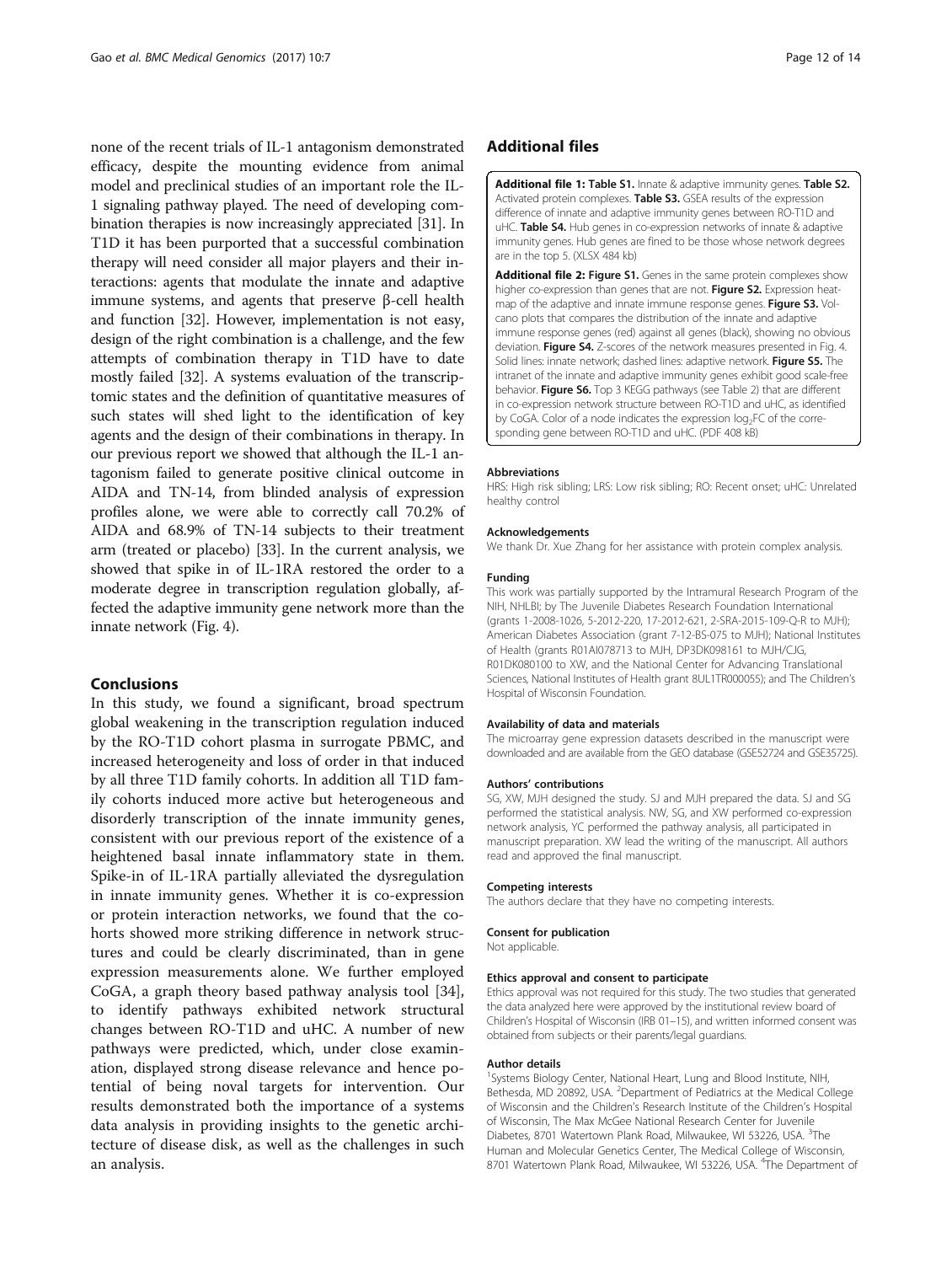none of the recent trials of IL-1 antagonism demonstrated efficacy, despite the mounting evidence from animal model and preclinical studies of an important role the IL-1 signaling pathway played. The need of developing combination therapies is now increasingly appreciated [31]. In T1D it has been purported that a successful combination therapy will need consider all major players and their interactions: agents that modulate the innate and adaptive immune systems, and agents that preserve β-cell health and function [32]. However, implementation is not easy, design of the right combination is a challenge, and the few attempts of combination therapy in T1D have to date mostly failed [32]. A systems evaluation of the transcriptomic states and the definition of quantitative measures of such states will shed light to the identification of key agents and the design of their combinations in therapy. In our previous report we showed that although the IL-1 antagonism failed to generate positive clinical outcome in AIDA and TN-14, from blinded analysis of expression profiles alone, we were able to correctly call 70.2% of AIDA and 68.9% of TN-14 subjects to their treatment arm (treated or placebo) [33]. In the current analysis, we showed that spike in of IL-1RA restored the order to a moderate degree in transcription regulation globally, affected the adaptive immunity gene network more than the innate network (Fig. 4).

## Conclusions

In this study, we found a significant, broad spectrum global weakening in the transcription regulation induced by the RO-T1D cohort plasma in surrogate PBMC, and increased heterogeneity and loss of order in that induced by all three T1D family cohorts. In addition all T1D family cohorts induced more active but heterogeneous and disorderly transcription of the innate immunity genes, consistent with our previous report of the existence of a heightened basal innate inflammatory state in them. Spike-in of IL-1RA partially alleviated the dysregulation in innate immunity genes. Whether it is co-expression or protein interaction networks, we found that the cohorts showed more striking difference in network structures and could be clearly discriminated, than in gene expression measurements alone. We further employed CoGA, a graph theory based pathway analysis tool [34], to identify pathways exhibited network structural changes between RO-T1D and uHC. A number of new pathways were predicted, which, under close examination, displayed strong disease relevance and hence potential of being noval targets for intervention. Our results demonstrated both the importance of a systems data analysis in providing insights to the genetic architecture of disease disk, as well as the challenges in such an analysis.

## Additional files

**Additional file 1: Table S1.** Innate & adaptive immunity genes. **Table S2.** Activated protein complexes. **Table S3.** GSEA results of the expression difference of innate and adaptive immunity genes between RO-T1D and uHC. **Table S4.** Hub genes in co-expression networks of innate & adaptive immunity genes. Hub genes are fined to be those whose network degrees are in the top 5. (XLSX 484 kb)

**Additional file 2: Figure S1.** Genes in the same protein complexes show higher co-expression than genes that are not. **Figure S2.** Expression heatmap of the adaptive and innate immune response genes. **Figure S3.** Volcano plots that compares the distribution of the innate and adaptive immune response genes (red) against all genes (black), showing no obvious deviation. **Figure S4.** Z-scores of the network measures presented in Fig. 4. Solid lines: innate network; dashed lines: adaptive network. **Figure S5.** The intranet of the innate and adaptive immunity genes exhibit good scale-free behavior. **Figure S6.** Top 3 KEGG pathways (see Table 2) that are different in co-expression network structure between RO-T1D and uHC, as identified by CoGA. Color of a node indicates the expression $\log_2$FC of the corresponding gene between RO-T1D and uHC. (PDF 408 kB)

### Abbreviations

HRS: High risk sibling; LRS: Low risk sibling; RO: Recent onset; uHC: Unrelated healthy control

### Acknowledgements

We thank Dr. Xue Zhang for her assistance with protein complex analysis.

### Funding

This work was partially supported by the Intramural Research Program of the NIH, NHLBI; by The Juvenile Diabetes Research Foundation International (grants 1-2008-1026, 5-2012-220, 17-2012-621, 2-SRA-2015-109-Q-R to MJH); American Diabetes Association (grant 7-12-BS-075 to MJH); National Institutes of Health (grants R01AI078713 to MJH, DP3DK098161 to MJH/CJG, R01DK080100 to XW, and the National Center for Advancing Translational Sciences, National Institutes of Health grant 8UL1TR000055); and The Children's Hospital of Wisconsin Foundation.

### Availability of data and materials

The microarray gene expression datasets described in the manuscript were downloaded and are available from the GEO database (GSE52724 and GSE35725).

### Authors' contributions

SG, XW, MJH designed the study. SJ and MJH prepared the data. SJ and SG performed the statistical analysis. NW, SG, and XW performed co-expression network analysis, YC performed the pathway analysis, all participated in manuscript preparation. XW lead the writing of the manuscript. All authors read and approved the final manuscript.

### Competing interests

The authors declare that they have no competing interests.

### Consent for publication

Not applicable.

### Ethics approval and consent to participate

Ethics approval was not required for this study. The two studies that generated the data analyzed here were approved by the institutional review board of Children's Hospital of Wisconsin (IRB 01–15), and written informed consent was obtained from subjects or their parents/legal guardians.

### Author details

[1]Systems Biology Center, National Heart, Lung and Blood Institute, NIH, Bethesda, MD 20892, USA. [2]Department of Pediatrics at the Medical College of Wisconsin and the Children's Research Institute of the Children's Hospital of Wisconsin, The Max McGee National Research Center for Juvenile Diabetes, 8701 Watertown Plank Road, Milwaukee, WI 53226, USA. [3]The Human and Molecular Genetics Center, The Medical College of Wisconsin, 8701 Watertown Plank Road, Milwaukee, WI 53226, USA. [4]The Department of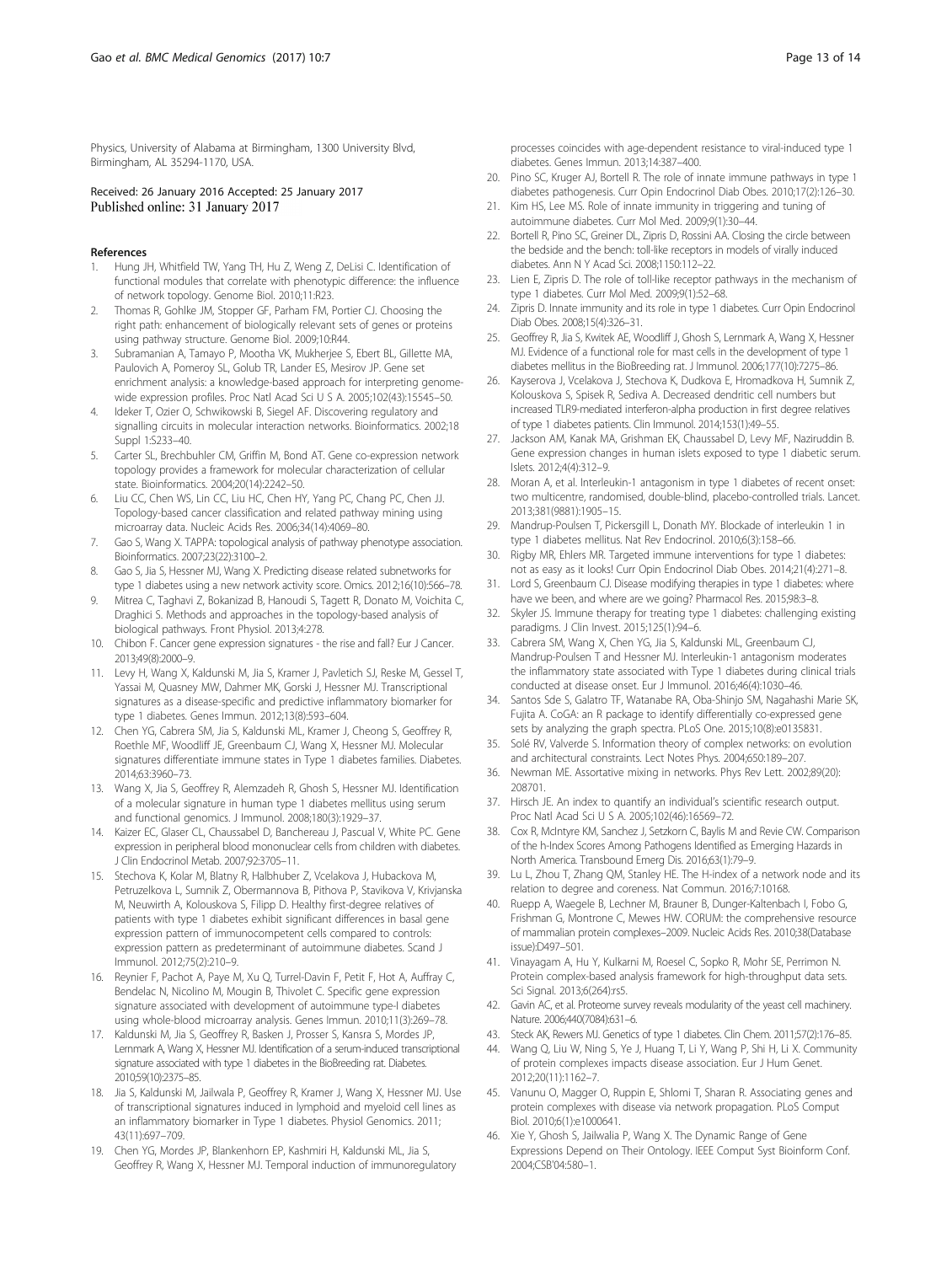Physics, University of Alabama at Birmingham, 1300 University Blvd, Birmingham, AL 35294-1170, USA.

Received: 26 January 2016 Accepted: 25 January 2017
Published online: 31 January 2017

## References

1. Hung JH, Whitfield TW, Yang TH, Hu Z, Weng Z, DeLisi C. Identification of functional modules that correlate with phenotypic difference: the influence of network topology. Genome Biol. 2010;11:R23.
2. Thomas R, Gohlke JM, Stopper GF, Parham FM, Portier CJ. Choosing the right path: enhancement of biologically relevant sets of genes or proteins using pathway structure. Genome Biol. 2009;10:R44.
3. Subramanian A, Tamayo P, Mootha VK, Mukherjee S, Ebert BL, Gillette MA, Paulovich A, Pomeroy SL, Golub TR, Lander ES, Mesirov JP. Gene set enrichment analysis: a knowledge-based approach for interpreting genome-wide expression profiles. Proc Natl Acad Sci U S A. 2005;102(43):15545–50.
4. Ideker T, Ozier O, Schwikowski B, Siegel AF. Discovering regulatory and signalling circuits in molecular interaction networks. Bioinformatics. 2002;18 Suppl 1:S233–40.
5. Carter SL, Brechbuhler CM, Griffin M, Bond AT. Gene co-expression network topology provides a framework for molecular characterization of cellular state. Bioinformatics. 2004;20(14):2242–50.
6. Liu CC, Chen WS, Lin CC, Liu HC, Chen HY, Yang PC, Chang PC, Chen JJ. Topology-based cancer classification and related pathway mining using microarray data. Nucleic Acids Res. 2006;34(14):4069–80.
7. Gao S, Wang X. TAPPA: topological analysis of pathway phenotype association. Bioinformatics. 2007;23(22):3100–2.
8. Gao S, Jia S, Hessner MJ, Wang X. Predicting disease related subnetworks for type 1 diabetes using a new network activity score. Omics. 2012;16(10):566–78.
9. Mitrea C, Taghavi Z, Bokanizad B, Hanoudi S, Tagett R, Donato M, Voichita C, Draghici S. Methods and approaches in the topology-based analysis of biological pathways. Front Physiol. 2013;4:278.
10. Chibon F. Cancer gene expression signatures - the rise and fall? Eur J Cancer. 2013;49(8):2000–9.
11. Levy H, Wang X, Kaldunski M, Jia S, Kramer J, Pavletich SJ, Reske M, Gessel T, Yassai M, Quasney MW, Dahmer MK, Gorski J, Hessner MJ. Transcriptional signatures as a disease-specific and predictive inflammatory biomarker for type 1 diabetes. Genes Immun. 2012;13(8):593–604.
12. Chen YG, Cabrera SM, Jia S, Kaldunski ML, Kramer J, Cheong S, Geoffrey R, Roethle MF, Woodliff JE, Greenbaum CJ, Wang X, Hessner MJ. Molecular signatures differentiate immune states in Type 1 diabetes families. Diabetes. 2014;63:3960–73.
13. Wang X, Jia S, Geoffrey R, Alemzadeh R, Ghosh S, Hessner MJ. Identification of a molecular signature in human type 1 diabetes mellitus using serum and functional genomics. J Immunol. 2008;180(3):1929–37.
14. Kaizer EC, Glaser CL, Chaussabel D, Banchereau J, Pascual V, White PC. Gene expression in peripheral blood mononuclear cells from children with diabetes. J Clin Endocrinol Metab. 2007;92:3705–11.
15. Stechova K, Kolar M, Blatny R, Halbhuber Z, Vcelakova J, Hubackova M, Petruzelkova L, Sumnik Z, Obermannova B, Pithova P, Stavikova V, Krivjanska M, Neuwirth A, Kolouskova S, Filipp D. Healthy first-degree relatives of patients with type 1 diabetes exhibit significant differences in basal gene expression pattern of immunocompetent cells compared to controls: expression pattern as predeterminant of autoimmune diabetes. Scand J Immunol. 2012;75(2):210–9.
16. Reynier F, Pachot A, Paye M, Xu Q, Turrel-Davin F, Petit F, Hot A, Auffray C, Bendelac N, Nicolino M, Mougin B, Thivolet C. Specific gene expression signature associated with development of autoimmune type-I diabetes using whole-blood microarray analysis. Genes Immun. 2010;11(3):269–78.
17. Kaldunski M, Jia S, Geoffrey R, Basken J, Prosser S, Kansra S, Mordes JP, Lernmark A, Wang X, Hessner MJ. Identification of a serum-induced transcriptional signature associated with type 1 diabetes in the BioBreeding rat. Diabetes. 2010;59(10):2375–85.
18. Jia S, Kaldunski M, Jailwala P, Geoffrey R, Kramer J, Wang X, Hessner MJ. Use of transcriptional signatures induced in lymphoid and myeloid cell lines as an inflammatory biomarker in Type 1 diabetes. Physiol Genomics. 2011; 43(11):697–709.
19. Chen YG, Mordes JP, Blankenhorn EP, Kashmiri H, Kaldunski ML, Jia S, Geoffrey R, Wang X, Hessner MJ. Temporal induction of immunoregulatory processes coincides with age-dependent resistance to viral-induced type 1 diabetes. Genes Immun. 2013;14:387–400.
20. Pino SC, Kruger AJ, Bortell R. The role of innate immune pathways in type 1 diabetes pathogenesis. Curr Opin Endocrinol Diab Obes. 2010;17(2):126–30.
21. Kim HS, Lee MS. Role of innate immunity in triggering and tuning of autoimmune diabetes. Curr Mol Med. 2009;9(1):30–44.
22. Bortell R, Pino SC, Greiner DL, Zipris D, Rossini AA. Closing the circle between the bedside and the bench: toll-like receptors in models of virally induced diabetes. Ann N Y Acad Sci. 2008;1150:112–22.
23. Lien E, Zipris D. The role of toll-like receptor pathways in the mechanism of type 1 diabetes. Curr Mol Med. 2009;9(1):52–68.
24. Zipris D. Innate immunity and its role in type 1 diabetes. Curr Opin Endocrinol Diab Obes. 2008;15(4):326–31.
25. Geoffrey R, Jia S, Kwitek AE, Woodliff J, Ghosh S, Lernmark A, Wang X, Hessner MJ. Evidence of a functional role for mast cells in the development of type 1 diabetes mellitus in the BioBreeding rat. J Immunol. 2006;177(10):7275–86.
26. Kayserova J, Vcelakova J, Stechova K, Dudkova E, Hromadkova H, Sumnik Z, Kolouskova S, Spisek R, Sediva A. Decreased dendritic cell numbers but increased TLR9-mediated interferon-alpha production in first degree relatives of type 1 diabetes patients. Clin Immunol. 2014;153(1):49–55.
27. Jackson AM, Kanak MA, Grishman EK, Chaussabel D, Levy MF, Naziruddin B. Gene expression changes in human islets exposed to type 1 diabetic serum. Islets. 2012;4(4):312–9.
28. Moran A, et al. Interleukin-1 antagonism in type 1 diabetes of recent onset: two multicentre, randomised, double-blind, placebo-controlled trials. Lancet. 2013;381(9881):1905–15.
29. Mandrup-Poulsen T, Pickersgill L, Donath MY. Blockade of interleukin 1 in type 1 diabetes mellitus. Nat Rev Endocrinol. 2010;6(3):158–66.
30. Rigby MR, Ehlers MR. Targeted immune interventions for type 1 diabetes: not as easy as it looks! Curr Opin Endocrinol Diab Obes. 2014;21(4):271–8.
31. Lord S, Greenbaum CJ. Disease modifying therapies in type 1 diabetes: where have we been, and where are we going? Pharmacol Res. 2015;98:3–8.
32. Skyler JS. Immune therapy for treating type 1 diabetes: challenging existing paradigms. J Clin Invest. 2015;125(1):94–6.
33. Cabrera SM, Wang X, Chen YG, Jia S, Kaldunski ML, Greenbaum CJ, Mandrup-Poulsen T and Hessner MJ. Interleukin-1 antagonism moderates the inflammatory state associated with Type 1 diabetes during clinical trials conducted at disease onset. Eur J Immunol. 2016;46(4):1030–46.
34. Santos Sde S, Galatro TF, Watanabe RA, Oba-Shinjo SM, Nagahashi Marie SK, Fujita A. CoGA: an R package to identify differentially co-expressed gene sets by analyzing the graph spectra. PLoS One. 2015;10(8):e0135831.
35. Solé RV, Valverde S. Information theory of complex networks: on evolution and architectural constraints. Lect Notes Phys. 2004;650:189–207.
36. Newman ME. Assortative mixing in networks. Phys Rev Lett. 2002;89(20): 208701.
37. Hirsch JE. An index to quantify an individual's scientific research output. Proc Natl Acad Sci U S A. 2005;102(46):16569–72.
38. Cox R, McIntyre KM, Sanchez J, Setzkorn C, Baylis M and Revie CW. Comparison of the h-Index Scores Among Pathogens Identified as Emerging Hazards in North America. Transbound Emerg Dis. 2016;63(1):79–9.
39. Lu L, Zhou T, Zhang QM, Stanley HE. The H-index of a network node and its relation to degree and coreness. Nat Commun. 2016;7:10168.
40. Ruepp A, Waegele B, Lechner M, Brauner B, Dunger-Kaltenbach I, Fobo G, Frishman G, Montrone C, Mewes HW. CORUM: the comprehensive resource of mammalian protein complexes–2009. Nucleic Acids Res. 2010;38(Database issue):D497–501.
41. Vinayagam A, Hu Y, Kulkarni M, Roesel C, Sopko R, Mohr SE, Perrimon N. Protein complex-based analysis framework for high-throughput data sets. Sci Signal. 2013;6(264):rs5.
42. Gavin AC, et al. Proteome survey reveals modularity of the yeast cell machinery. Nature. 2006;440(7084):631–6.
43. Steck AK, Rewers MJ. Genetics of type 1 diabetes. Clin Chem. 2011;57(2):176–85.
44. Wang Q, Liu W, Ning S, Ye J, Huang T, Li Y, Wang P, Shi H, Li X. Community of protein complexes impacts disease association. Eur J Hum Genet. 2012;20(11):1162–7.
45. Vanunu O, Magger O, Ruppin E, Shlomi T, Sharan R. Associating genes and protein complexes with disease via network propagation. PLoS Comput Biol. 2010;6(1):e1000641.
46. Xie Y, Ghosh S, Jailwalia P, Wang X. The Dynamic Range of Gene Expressions Depend on Their Ontology. IEEE Comput Syst Bioinform Conf. 2004;CSB'04:580–1.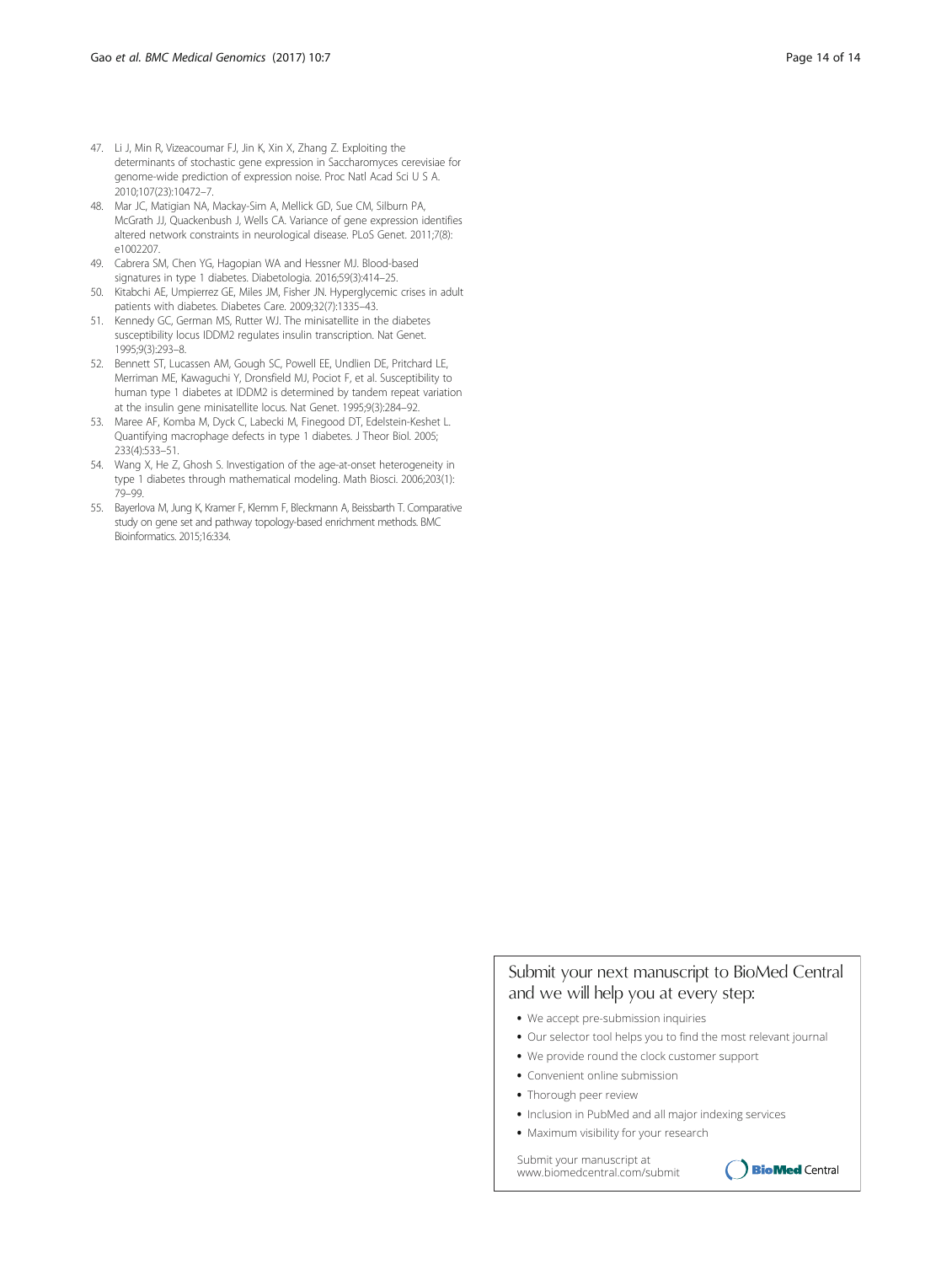47. Li J, Min R, Vizeacoumar FJ, Jin K, Xin X, Zhang Z. Exploiting the determinants of stochastic gene expression in Saccharomyces cerevisiae for genome-wide prediction of expression noise. Proc Natl Acad Sci U S A. 2010;107(23):10472–7.
48. Mar JC, Matigian NA, Mackay-Sim A, Mellick GD, Sue CM, Silburn PA, McGrath JJ, Quackenbush J, Wells CA. Variance of gene expression identifies altered network constraints in neurological disease. PLoS Genet. 2011;7(8): e1002207.
49. Cabrera SM, Chen YG, Hagopian WA and Hessner MJ. Blood-based signatures in type 1 diabetes. Diabetologia. 2016;59(3):414–25.
50. Kitabchi AE, Umpierrez GE, Miles JM, Fisher JN. Hyperglycemic crises in adult patients with diabetes. Diabetes Care. 2009;32(7):1335–43.
51. Kennedy GC, German MS, Rutter WJ. The minisatellite in the diabetes susceptibility locus IDDM2 regulates insulin transcription. Nat Genet. 1995;9(3):293–8.
52. Bennett ST, Lucassen AM, Gough SC, Powell EE, Undlien DE, Pritchard LE, Merriman ME, Kawaguchi Y, Dronsfield MJ, Pociot F, et al. Susceptibility to human type 1 diabetes at IDDM2 is determined by tandem repeat variation at the insulin gene minisatellite locus. Nat Genet. 1995;9(3):284–92.
53. Maree AF, Komba M, Dyck C, Labecki M, Finegood DT, Edelstein-Keshet L. Quantifying macrophage defects in type 1 diabetes. J Theor Biol. 2005; 233(4):533–51.
54. Wang X, He Z, Ghosh S. Investigation of the age-at-onset heterogeneity in type 1 diabetes through mathematical modeling. Math Biosci. 2006;203(1): 79–99.
55. Bayerlova M, Jung K, Kramer F, Klemm F, Bleckmann A, Beissbarth T. Comparative study on gene set and pathway topology-based enrichment methods. BMC Bioinformatics. 2015;16:334.

Submit your next manuscript to BioMed Central and we will help you at every step:

- We accept pre-submission inquiries
- Our selector tool helps you to find the most relevant journal
- We provide round the clock customer support
- Convenient online submission
- Thorough peer review
- Inclusion in PubMed and all major indexing services
- Maximum visibility for your research

Submit your manuscript at www.biomedcentral.com/submit

BioMed Central